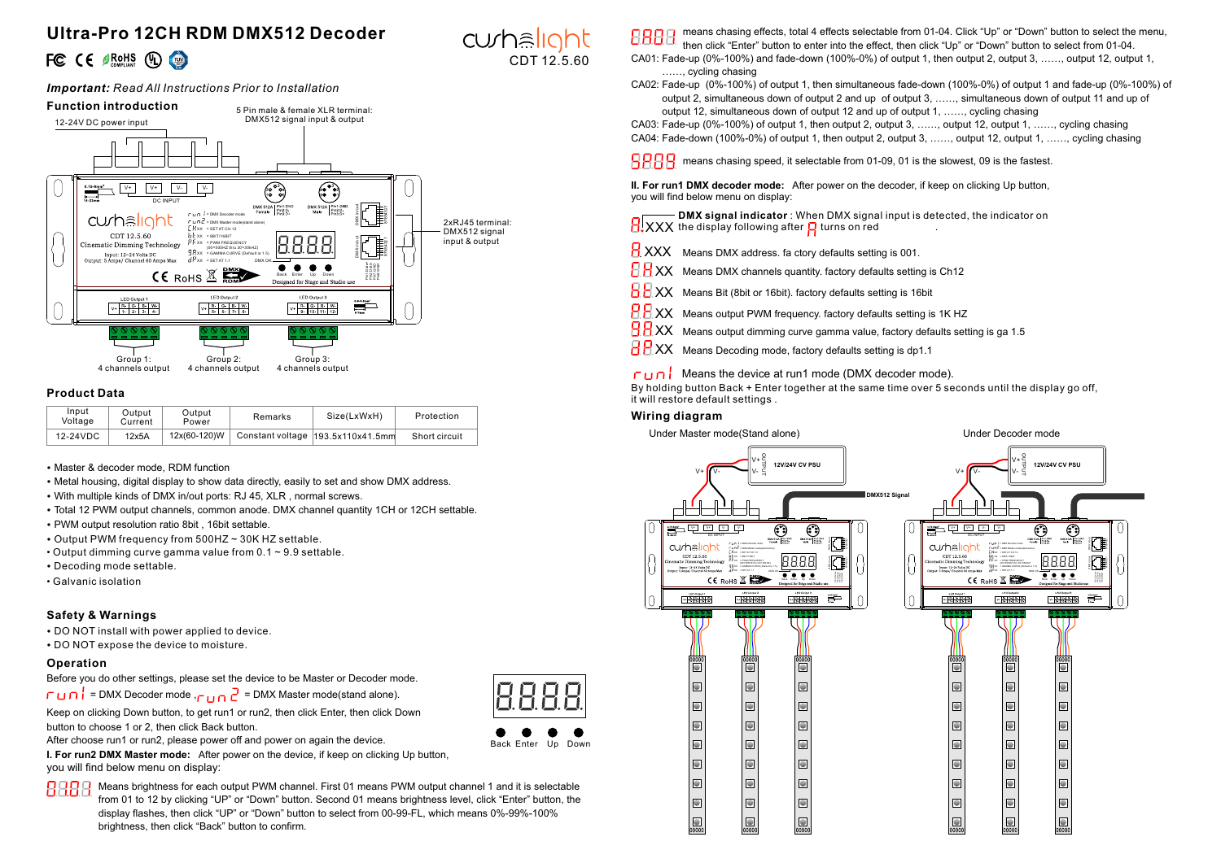# Ultra-Pro 12CH RDM DMX512 Decoder

CDT 12.5.60

*Important: Read All Instructions Prior to Installation*

## Function introduction

12-24V DC power input

5 Pin male & female XLR terminal: DMX512 signal input & output

2xRJ45 terminal: DMX512 signal input & output

Group 1: 4 channels output

Group 2: 4 channels output

Group 3: 4 channels output

## Product Data

| Input Voltage | Output Current | Output Power | Remarks | Size(LxWxH) | Protection |
|---|---|---|---|---|---|
| 12-24VDC | 12x5A | 12x(60-120)W | Constant voltage | 193.5x110x41.5mm | Short circuit |

- Master & decoder mode, RDM function
- Metal housing, digital display to show data directly, easily to set and show DMX address.
- With multiple kinds of DMX in/out ports: RJ 45, XLR , normal screws.
- Total 12 PWM output channels, common anode. DMX channel quantity 1CH or 12CH settable.
- PWM output resolution ratio 8bit , 16bit settable.
- Output PWM frequency from 500HZ ~ 30K HZ settable.
- Output dimming curve gamma value from 0.1 ~ 9.9 settable.
- Decoding mode settable.
- Galvanic isolation

## Safety & Warnings

- DO NOT install with power applied to device.
- DO NOT expose the device to moisture.

## Operation

Before you do other settings, please set the device to be Master or Decoder mode.

run1 = DMX Decoder mode , run2 = DMX Master mode(stand alone).

Keep on clicking Down button, to get run1 or run2, then click Enter, then click Down button to choose 1 or 2, then click Back button.

After choose run1 or run2, please power off and power on again the device.

Back Enter Up Down

**I. For run2 DMX Master mode:** After power on the device, if keep on clicking Up button, you will find below menu on display:

8888 Means brightness for each output PWM channel. First 01 means PWM output channel 1 and it is selectable from 01 to 12 by clicking "UP" or "Down" button. Second 01 means brightness level, click "Enter" button, the display flashes, then click "UP" or "Down" button to select from 00-99-FL, which means 0%-99%-100% brightness, then click "Back" button to confirm.

8888 means chasing effects, total 4 effects selectable from 01-04. Click "Up" or "Down" button to select the menu, then click "Enter" button to enter into the effect, then click "Up" or "Down" button to select from 01-04.

CA01: Fade-up (0%-100%) and fade-down (100%-0%) of output 1, then output 2, output 3, ……, output 12, output 1, ……, cycling chasing

CA02: Fade-up (0%-100%) of output 1, then simultaneous fade-down (100%-0%) of output 1 and fade-up (0%-100%) of output 2, simultaneous down of output 2 and up of output 3, ……, simultaneous down of output 11 and up of output 12, simultaneous down of output 12 and up of output 1, ……, cycling chasing

CA03: Fade-up (0%-100%) of output 1, then output 2, output 3, ……, output 12, output 1, ……, cycling chasing

CA04: Fade-down (100%-0%) of output 1, then output 2, output 3, ……, output 12, output 1, ……, cycling chasing

SP09 means chasing speed, it selectable from 01-09, 01 is the slowest, 09 is the fastest.

**II. For run1 DMX decoder mode:** After power on the decoder, if keep on clicking Up button, you will find below menu on display:

8.XXX **DMX signal indicator** : When DMX signal input is detected, the indicator on the display following after 8 turns on red.

8XXX Means DMX address. fa ctory defaults setting is 001.

CH XX Means DMX channels quantity. factory defaults setting is Ch12

bt XX Means Bit (8bit or 16bit). factory defaults setting is 16bit

PF XX Means output PWM frequency. factory defaults setting is 1K HZ

GA XX Means output dimming curve gamma value, factory defaults setting is ga 1.5

dP XX Means Decoding mode, factory defaults setting is dp1.1

run1 Means the device at run1 mode (DMX decoder mode).

By holding button Back + Enter together at the same time over 5 seconds until the display go off, it will restore default settings .

## Wiring diagram

Under Master mode(Stand alone) — Under Decoder mode

12V/24V CV PSU

DMX512 Signal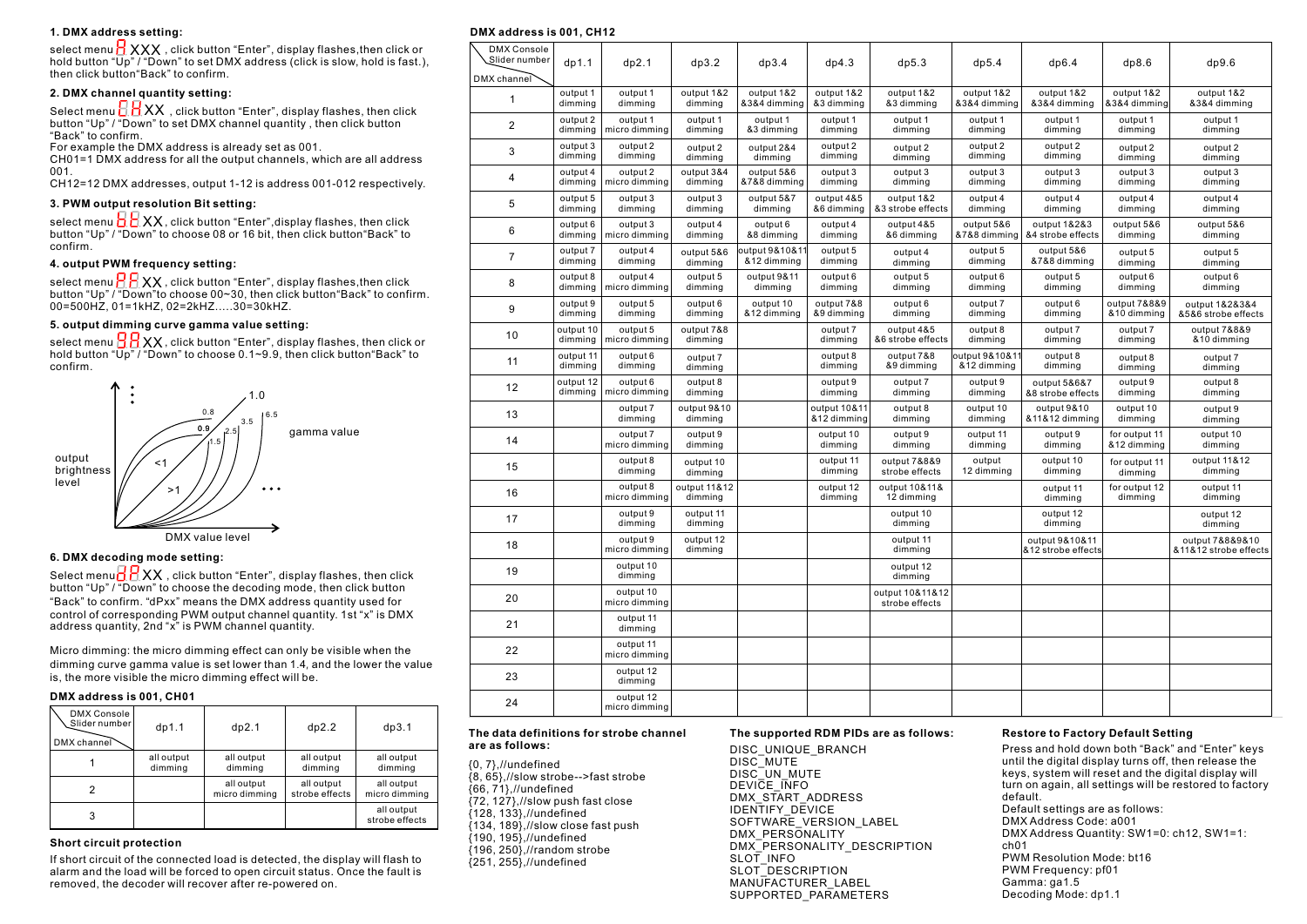### 1. DMX address setting:

select menu A XXX , click button "Enter", display flashes,then click or hold button "Up" / "Down" to set DMX address (click is slow, hold is fast.), then click button"Back" to confirm.

### 2. DMX channel quantity setting:

Select menu CH XX , click button "Enter", display flashes, then click button "Up" / "Down" to set DMX channel quantity , then click button "Back" to confirm.

For example the DMX address is already set as 001.

CH01=1 DMX address for all the output channels, which are all address 001.

CH12=12 DMX addresses, output 1-12 is address 001-012 respectively.

### 3. PWM output resolution Bit setting:

select menu bt XX, click button "Enter",display flashes, then click button "Up" / "Down" to choose 08 or 16 bit, then click button"Back" to confirm.

### 4. output PWM frequency setting:

select menu PF XX , click button "Enter", display flashes,then click button "Up" / "Down"to choose 00~30, then click button"Back" to confirm. 00=500HZ, 01=1kHZ, 02=2kHZ.....30=30kHZ.

### 5. output dimming curve gamma value setting:

select menu GA XX, click button "Enter", display flashes, then click or hold button "Up" / "Down" to choose 0.1~9.9, then click button"Back" to confirm.

1.0
0.8
0.9
3.5
6.5
2.5
1.5
<1
>1
gamma value
output brightness level
DMX value level

### 6. DMX decoding mode setting:

Select menu dP XX , click button "Enter", display flashes, then click button "Up" / "Down" to choose the decoding mode, then click button "Back" to confirm. "dPxx" means the DMX address quantity used for control of corresponding PWM output channel quantity. 1st "x" is DMX address quantity, 2nd "x" is PWM channel quantity.

Micro dimming: the micro dimming effect can only be visible when the dimming curve gamma value is set lower than 1.4, and the lower the value is, the more visible the micro dimming effect will be.

### DMX address is 001, CH01

| DMX Console Slider number / DMX channel | dp1.1 | dp2.1 | dp2.2 | dp3.1 |
|---|---|---|---|---|
| 1 | all output dimming | all output dimming | all output dimming | all output dimming |
| 2 | | all output micro dimming | all output strobe effects | all output micro dimming |
| 3 | | | | all output strobe effects |

### Short circuit protection

If short circuit of the connected load is detected, the display will flash to alarm and the load will be forced to open circuit status. Once the fault is removed, the decoder will recover after re-powered on.

### DMX address is 001, CH12

| DMX Console Slider number / DMX channel | dp1.1 | dp2.1 | dp3.2 | dp3.4 | dp4.3 | dp5.3 | dp5.4 | dp6.4 | dp8.6 | dp9.6 |
|---|---|---|---|---|---|---|---|---|---|---|
| 1 | output 1 dimming | output 1 dimming | output 1&2 dimming | output 1&2 &3&4 dimming | output 1&2 &3 dimming | output 1&2 &3 dimming | output 1&2 &3&4 dimming | output 1&2 &3&4 dimming | output 1&2 &3&4 dimming | output 1&2 &3&4 dimming |
| 2 | output 2 dimming | output 1 micro dimming | output 1 dimming | output 1 &3 dimming | output 1 dimming | output 1 dimming | output 1 dimming | output 1 dimming | output 1 dimming | output 1 dimming |
| 3 | output 3 dimming | output 2 dimming | output 2 dimming | output 2&4 dimming | output 2 dimming | output 2 dimming | output 2 dimming | output 2 dimming | output 2 dimming | output 2 dimming |
| 4 | output 4 dimming | output 2 micro dimming | output 3&4 dimming | output 5&6 &7&8 dimming | output 3 dimming | output 3 dimming | output 3 dimming | output 3 dimming | output 3 dimming | output 3 dimming |
| 5 | output 5 dimming | output 3 dimming | output 3 dimming | output 5&7 dimming | output 4&5 &6 dimming | output 1&2 &3 strobe effects | output 4 dimming | output 4 dimming | output 4 dimming | output 4 dimming |
| 6 | output 6 dimming | output 3 micro dimming | output 4 dimming | output 6 &8 dimming | output 4 dimming | output 4&5 &6 dimming | output 5&6 &7&8 dimming | output 1&2&3 &4 strobe effects | output 5&6 dimming | output 5&6 dimming |
| 7 | output 7 dimming | output 4 dimming | output 5&6 dimming | output 9&10&11 &12 dimming | output 5 dimming | output 4 dimming | output 5 dimming | output 5&6 &7&8 dimming | output 5 dimming | output 5 dimming |
| 8 | output 8 dimming | output 4 micro dimming | output 5 dimming | output 9&11 dimming | output 6 dimming | output 5 dimming | output 6 dimming | output 5 dimming | output 6 dimming | output 6 dimming |
| 9 | output 9 dimming | output 5 dimming | output 6 dimming | output 10 &12 dimming | output 7&8 &9 dimming | output 6 dimming | output 7 dimming | output 6 dimming | output 7&8&9 &10 dimming | output 1&2&3&4 &5&6 strobe effects |
| 10 | output 10 dimming | output 5 micro dimming | output 7&8 dimming | | output 7 dimming | output 4&5 &6 strobe effects | output 8 dimming | output 7 dimming | output 7 dimming | output 7&8&9 &10 dimming |
| 11 | output 11 dimming | output 6 dimming | output 7 dimming | | output 8 dimming | output 7&8 &9 dimming | output 9&10&11 &12 dimming | output 8 dimming | output 8 dimming | output 7 dimming |
| 12 | output 12 dimming | output 6 micro dimming | output 8 dimming | | output 9 dimming | output 7 dimming | output 9 dimming | output 5&6&7 &8 strobe effects | output 9 dimming | output 8 dimming |
| 13 | | output 7 dimming | output 9&10 dimming | | output 10&11 &12 dimming | output 8 dimming | output 10 dimming | output 9&10 &11&12 dimming | output 10 dimming | output 9 dimming |
| 14 | | output 7 micro dimming | output 9 dimming | | output 10 dimming | output 9 dimming | output 11 dimming | output 9 dimming | for output 11 &12 dimming | output 10 dimming |
| 15 | | output 8 dimming | output 10 dimming | | output 11 dimming | output 7&8&9 strobe effects | output 12 dimming | output 10 dimming | for output 11 dimming | output 11&12 dimming |
| 16 | | output 8 micro dimming | output 11&12 dimming | | output 12 dimming | output 10&11& 12 dimming | | output 11 dimming | for output 12 dimming | output 11 dimming |
| 17 | | output 9 dimming | output 11 dimming | | | output 10 dimming | | output 12 dimming | | output 12 dimming |
| 18 | | output 9 micro dimming | output 12 dimming | | | output 11 dimming | | output 9&10&11 &12 strobe effects | | output 7&8&9&10 &11&12 strobe effects |
| 19 | | output 10 dimming | | | | output 12 dimming | | | | |
| 20 | | output 10 micro dimming | | | | output 10&11&12 strobe effects | | | | |
| 21 | | output 11 dimming | | | | | | | | |
| 22 | | output 11 micro dimming | | | | | | | | |
| 23 | | output 12 dimming | | | | | | | | |
| 24 | | output 12 micro dimming | | | | | | | | |

### The data definitions for strobe channel are as follows:

{0, 7},//undefined
{8, 65},//slow strobe-->fast strobe
{66, 71},//undefined
{72, 127},//slow push fast close
{128, 133},//undefined
{134, 189},//slow close fast push
{190, 195},//undefined
{196, 250},//random strobe
{251, 255},//undefined

### The supported RDM PIDs are as follows:

DISC_UNIQUE_BRANCH
DISC_MUTE
DISC_UN_MUTE
DEVICE_INFO
DMX_START_ADDRESS
IDENTIFY_DEVICE
SOFTWARE_VERSION_LABEL
DMX_PERSONALITY
DMX_PERSONALITY_DESCRIPTION
SLOT_INFO
SLOT_DESCRIPTION
MANUFACTURER_LABEL
SUPPORTED_PARAMETERS

### Restore to Factory Default Setting

Press and hold down both "Back" and "Enter" keys until the digital display turns off, then release the keys, system will reset and the digital display will turn on again, all settings will be restored to factory default.

Default settings are as follows:
DMX Address Code: a001
DMX Address Quantity: SW1=0: ch12, SW1=1: ch01
PWM Resolution Mode: bt16
PWM Frequency: pf01
Gamma: ga1.5
Decoding Mode: dp1.1